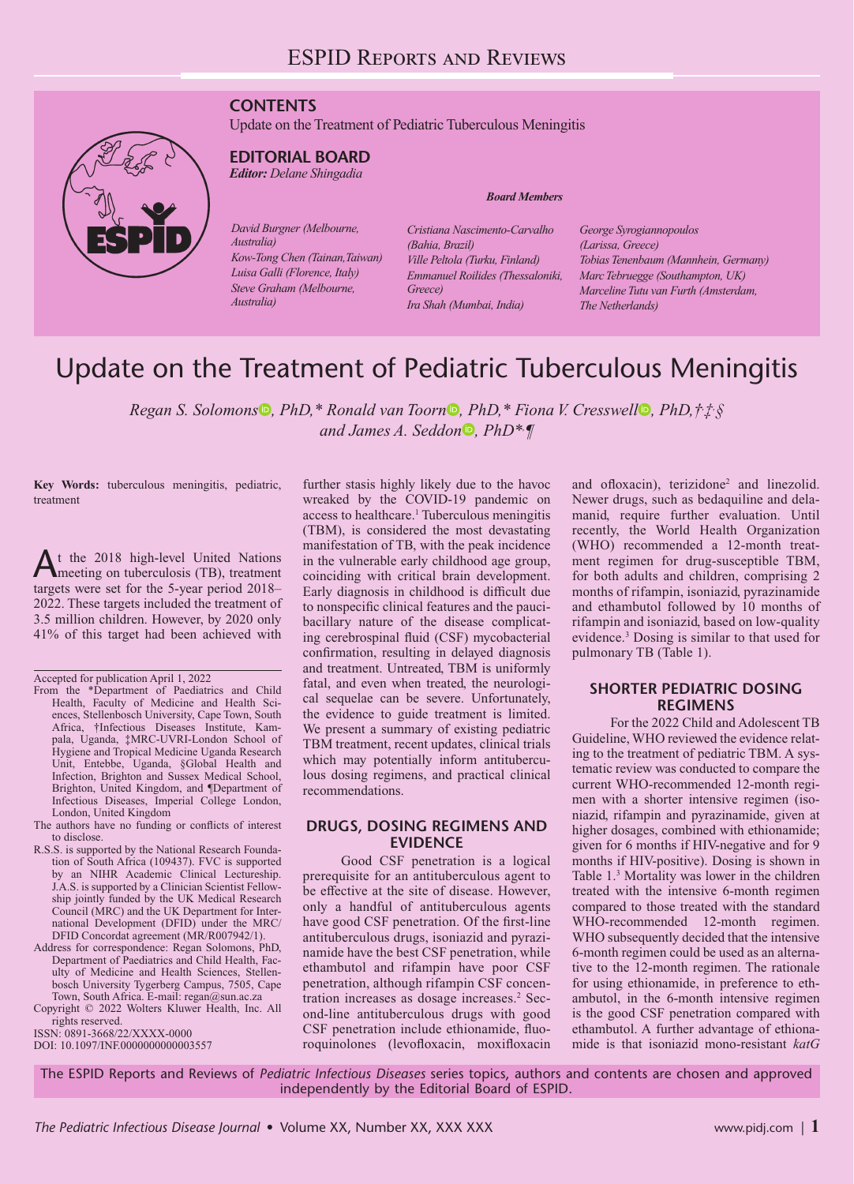# ESPID Reports and Reviews

**CONTENTS**

Update on the Treatment of Pediatric Tuberculous Meningitis

**EDITORIAL BOARD**

***Editor:*** *Delane Shingadia*

***Board Members***

*David Burgner (Melbourne, Australia)*
*Kow-Tong Chen (Tainan,Taiwan)*
*Luisa Galli (Florence, Italy)*
*Steve Graham (Melbourne, Australia)*
*Cristiana Nascimento-Carvalho (Bahia, Brazil)*
*Ville Peltola (Turku, Finland)*
*Emmanuel Roilides (Thessaloniki, Greece)*
*Ira Shah (Mumbai, India)*
*George Syrogiannopoulos (Larissa, Greece)*
*Tobias Tenenbaum (Mannhein, Germany)*
*Marc Tebruegge (Southampton, UK)*
*Marceline Tutu van Furth (Amsterdam, The Netherlands)*

# Update on the Treatment of Pediatric Tuberculous Meningitis

*Regan S. Solomons, PhD,\* Ronald van Toorn, PhD,\* Fiona V. Cresswell, PhD,†‡§ and James A. Seddon, PhD\*¶*

**Key Words:** tuberculous meningitis, pediatric, treatment

At the 2018 high-level United Nations meeting on tuberculosis (TB), treatment targets were set for the 5-year period 2018–2022. These targets included the treatment of 3.5 million children. However, by 2020 only 41% of this target had been achieved with further stasis highly likely due to the havoc wreaked by the COVID-19 pandemic on access to healthcare.[1] Tuberculous meningitis (TBM), is considered the most devastating manifestation of TB, with the peak incidence in the vulnerable early childhood age group, coinciding with critical brain development. Early diagnosis in childhood is difficult due to nonspecific clinical features and the paucibacillary nature of the disease complicating cerebrospinal fluid (CSF) mycobacterial confirmation, resulting in delayed diagnosis and treatment. Untreated, TBM is uniformly fatal, and even when treated, the neurological sequelae can be severe. Unfortunately, the evidence to guide treatment is limited. We present a summary of existing pediatric TBM treatment, recent updates, clinical trials which may potentially inform antituberculous dosing regimens, and practical clinical recommendations.

## DRUGS, DOSING REGIMENS AND EVIDENCE

Good CSF penetration is a logical prerequisite for an antituberculous agent to be effective at the site of disease. However, only a handful of antituberculous agents have good CSF penetration. Of the first-line antituberculous drugs, isoniazid and pyrazinamide have the best CSF penetration, while ethambutol and rifampin have poor CSF penetration, although rifampin CSF concentration increases as dosage increases.[2] Second-line antituberculous drugs with good CSF penetration include ethionamide, fluoroquinolones (levofloxacin, moxifloxacin and ofloxacin), terizidone[2] and linezolid. Newer drugs, such as bedaquiline and delamanid, require further evaluation. Until recently, the World Health Organization (WHO) recommended a 12-month treatment regimen for drug-susceptible TBM, for both adults and children, comprising 2 months of rifampin, isoniazid, pyrazinamide and ethambutol followed by 10 months of rifampin and isoniazid, based on low-quality evidence.[3] Dosing is similar to that used for pulmonary TB (Table 1).

## SHORTER PEDIATRIC DOSING REGIMENS

For the 2022 Child and Adolescent TB Guideline, WHO reviewed the evidence relating to the treatment of pediatric TBM. A systematic review was conducted to compare the current WHO-recommended 12-month regimen with a shorter intensive regimen (isoniazid, rifampin and pyrazinamide, given at higher dosages, combined with ethionamide; given for 6 months if HIV-negative and for 9 months if HIV-positive). Dosing is shown in Table 1.[3] Mortality was lower in the children treated with the intensive 6-month regimen compared to those treated with the standard WHO-recommended 12-month regimen. WHO subsequently decided that the intensive 6-month regimen could be used as an alternative to the 12-month regimen. The rationale for using ethionamide, in preference to ethambutol, in the 6-month intensive regimen is the good CSF penetration compared with ethambutol. A further advantage of ethionamide is that isoniazid mono-resistant *katG*

---

Accepted for publication April 1, 2022

From the \*Department of Paediatrics and Child Health, Faculty of Medicine and Health Sciences, Stellenbosch University, Cape Town, South Africa, †Infectious Diseases Institute, Kampala, Uganda, ‡MRC-UVRI-London School of Hygiene and Tropical Medicine Uganda Research Unit, Entebbe, Uganda, §Global Health and Infection, Brighton and Sussex Medical School, Brighton, United Kingdom, and ¶Department of Infectious Diseases, Imperial College London, London, United Kingdom

The authors have no funding or conflicts of interest to disclose.

R.S.S. is supported by the National Research Foundation of South Africa (109437). FVC is supported by an NIHR Academic Clinical Lectureship. J.A.S. is supported by a Clinician Scientist Fellowship jointly funded by the UK Medical Research Council (MRC) and the UK Department for International Development (DFID) under the MRC/DFID Concordat agreement (MR/R007942/1).

Address for correspondence: Regan Solomons, PhD, Department of Paediatrics and Child Health, Faculty of Medicine and Health Sciences, Stellenbosch University Tygerberg Campus, 7505, Cape Town, South Africa. E-mail: regan@sun.ac.za

Copyright © 2022 Wolters Kluwer Health, Inc. All rights reserved.

ISSN: 0891-3668/22/XXXX-0000

DOI: 10.1097/INF.0000000000003557

The ESPID Reports and Reviews of *Pediatric Infectious Diseases* series topics, authors and contents are chosen and approved independently by the Editorial Board of ESPID.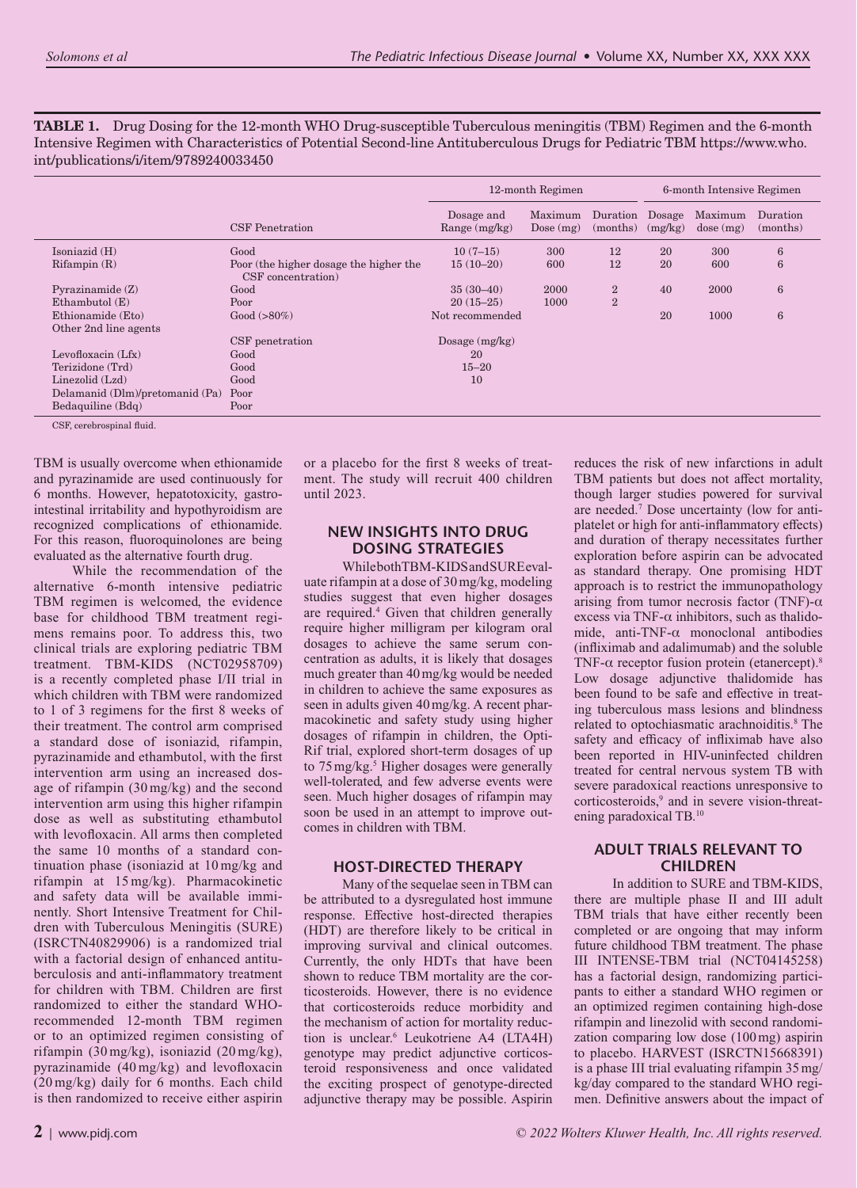**TABLE 1.** Drug Dosing for the 12-month WHO Drug-susceptible Tuberculous meningitis (TBM) Regimen and the 6-month Intensive Regimen with Characteristics of Potential Second-line Antituberculous Drugs for Pediatric TBM https://www.who.int/publications/i/item/9789240033450

| | | 12-month Regimen | | | 6-month Intensive Regimen | | |
|---|---|---|---|---|---|---|---|
| | CSF Penetration | Dosage and Range (mg/kg) | Maximum Dose (mg) | Duration (months) | Dosage (mg/kg) | Maximum dose (mg) | Duration (months) |
| Isoniazid (H) | Good | 10 (7–15) | 300 | 12 | 20 | 300 | 6 |
| Rifampin (R) | Poor (the higher dosage the higher the CSF concentration) | 15 (10–20) | 600 | 12 | 20 | 600 | 6 |
| Pyrazinamide (Z) | Good | 35 (30–40) | 2000 | 2 | 40 | 2000 | 6 |
| Ethambutol (E) | Poor | 20 (15–25) | 1000 | 2 | | | |
| Ethionamide (Eto) | Good (>80%) | Not recommended | | | 20 | 1000 | 6 |
| Other 2nd line agents | | | | | | | |
| | CSF penetration | Dosage (mg/kg) | | | | | |
| Levofloxacin (Lfx) | Good | 20 | | | | | |
| Terizidone (Trd) | Good | 15–20 | | | | | |
| Linezolid (Lzd) | Good | 10 | | | | | |
| Delamanid (Dlm)/pretomanid (Pa) | Poor | | | | | | |
| Bedaquiline (Bdq) | Poor | | | | | | |

CSF, cerebrospinal fluid.

TBM is usually overcome when ethionamide and pyrazinamide are used continuously for 6 months. However, hepatotoxicity, gastrointestinal irritability and hypothyroidism are recognized complications of ethionamide. For this reason, fluoroquinolones are being evaluated as the alternative fourth drug.

While the recommendation of the alternative 6-month intensive pediatric TBM regimen is welcomed, the evidence base for childhood TBM treatment regimens remains poor. To address this, two clinical trials are exploring pediatric TBM treatment. TBM-KIDS (NCT02958709) is a recently completed phase I/II trial in which children with TBM were randomized to 1 of 3 regimens for the first 8 weeks of their treatment. The control arm comprised a standard dose of isoniazid, rifampin, pyrazinamide and ethambutol, with the first intervention arm using an increased dosage of rifampin (30 mg/kg) and the second intervention arm using this higher rifampin dose as well as substituting ethambutol with levofloxacin. All arms then completed the same 10 months of a standard continuation phase (isoniazid at 10 mg/kg and rifampin at 15 mg/kg). Pharmacokinetic and safety data will be available imminently. Short Intensive Treatment for Children with Tuberculous Meningitis (SURE) (ISRCTN40829906) is a randomized trial with a factorial design of enhanced antituberculosis and anti-inflammatory treatment for children with TBM. Children are first randomized to either the standard WHO-recommended 12-month TBM regimen or to an optimized regimen consisting of rifampin (30 mg/kg), isoniazid (20 mg/kg), pyrazinamide (40 mg/kg) and levofloxacin (20 mg/kg) daily for 6 months. Each child is then randomized to receive either aspirin or a placebo for the first 8 weeks of treatment. The study will recruit 400 children until 2023.

## NEW INSIGHTS INTO DRUG DOSING STRATEGIES

While both TBM-KIDS and SURE evaluate rifampin at a dose of 30 mg/kg, modeling studies suggest that even higher dosages are required.[4] Given that children generally require higher milligram per kilogram oral dosages to achieve the same serum concentration as adults, it is likely that dosages much greater than 40 mg/kg would be needed in children to achieve the same exposures as seen in adults given 40 mg/kg. A recent pharmacokinetic and safety study using higher dosages of rifampin in children, the Opti-Rif trial, explored short-term dosages of up to 75 mg/kg.[5] Higher dosages were generally well-tolerated, and few adverse events were seen. Much higher dosages of rifampin may soon be used in an attempt to improve outcomes in children with TBM.

## HOST-DIRECTED THERAPY

Many of the sequelae seen in TBM can be attributed to a dysregulated host immune response. Effective host-directed therapies (HDT) are therefore likely to be critical in improving survival and clinical outcomes. Currently, the only HDTs that have been shown to reduce TBM mortality are the corticosteroids. However, there is no evidence that corticosteroids reduce morbidity and the mechanism of action for mortality reduction is unclear.[6] Leukotriene A4 (LTA4H) genotype may predict adjunctive corticosteroid responsiveness and once validated the exciting prospect of genotype-directed adjunctive therapy may be possible. Aspirin reduces the risk of new infarctions in adult TBM patients but does not affect mortality, though larger studies powered for survival are needed.[7] Dose uncertainty (low for antiplatelet or high for anti-inflammatory effects) and duration of therapy necessitates further exploration before aspirin can be advocated as standard therapy. One promising HDT approach is to restrict the immunopathology arising from tumor necrosis factor (TNF)-α excess via TNF-α inhibitors, such as thalidomide, anti-TNF-α monoclonal antibodies (infliximab and adalimumab) and the soluble TNF-α receptor fusion protein (etanercept).[8] Low dosage adjunctive thalidomide has been found to be safe and effective in treating tuberculous mass lesions and blindness related to optochiasmatic arachnoiditis.[8] The safety and efficacy of infliximab have also been reported in HIV-uninfected children treated for central nervous system TB with severe paradoxical reactions unresponsive to corticosteroids,[9] and in severe vision-threatening paradoxical TB.[10]

## ADULT TRIALS RELEVANT TO CHILDREN

In addition to SURE and TBM-KIDS, there are multiple phase II and III adult TBM trials that have either recently been completed or are ongoing that may inform future childhood TBM treatment. The phase III INTENSE-TBM trial (NCT04145258) has a factorial design, randomizing participants to either a standard WHO regimen or an optimized regimen containing high-dose rifampin and linezolid with second randomization comparing low dose (100 mg) aspirin to placebo. HARVEST (ISRCTN15668391) is a phase III trial evaluating rifampin 35 mg/kg/day compared to the standard WHO regimen. Definitive answers about the impact of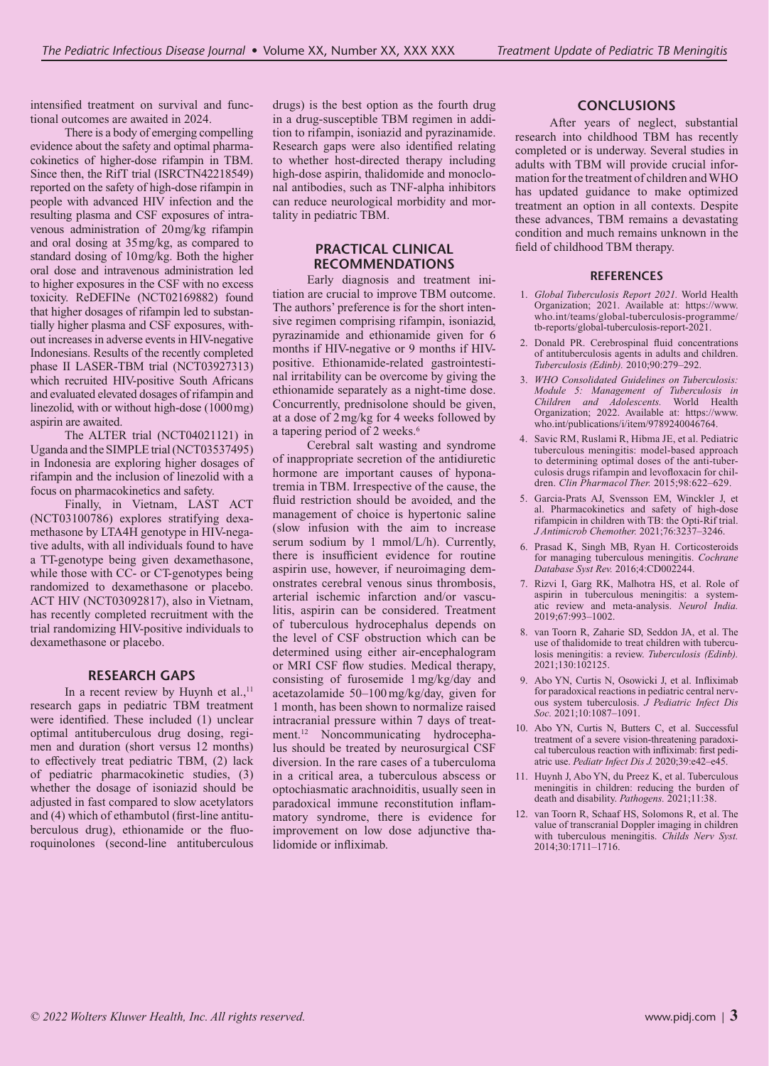intensified treatment on survival and functional outcomes are awaited in 2024.

There is a body of emerging compelling evidence about the safety and optimal pharmacokinetics of higher-dose rifampin in TBM. Since then, the RifT trial (ISRCTN42218549) reported on the safety of high-dose rifampin in people with advanced HIV infection and the resulting plasma and CSF exposures of intravenous administration of 20 mg/kg rifampin and oral dosing at 35 mg/kg, as compared to standard dosing of 10 mg/kg. Both the higher oral dose and intravenous administration led to higher exposures in the CSF with no excess toxicity. ReDEFINe (NCT02169882) found that higher dosages of rifampin led to substantially higher plasma and CSF exposures, without increases in adverse events in HIV-negative Indonesians. Results of the recently completed phase II LASER-TBM trial (NCT03927313) which recruited HIV-positive South Africans and evaluated elevated dosages of rifampin and linezolid, with or without high-dose (1000 mg) aspirin are awaited.

The ALTER trial (NCT04021121) in Uganda and the SIMPLE trial (NCT03537495) in Indonesia are exploring higher dosages of rifampin and the inclusion of linezolid with a focus on pharmacokinetics and safety.

Finally, in Vietnam, LAST ACT (NCT03100786) explores stratifying dexamethasone by LTA4H genotype in HIV-negative adults, with all individuals found to have a TT-genotype being given dexamethasone, while those with CC- or CT-genotypes being randomized to dexamethasone or placebo. ACT HIV (NCT03092817), also in Vietnam, has recently completed recruitment with the trial randomizing HIV-positive individuals to dexamethasone or placebo.

## RESEARCH GAPS

In a recent review by Huynh et al.,[11] research gaps in pediatric TBM treatment were identified. These included (1) unclear optimal antituberculous drug dosing, regimen and duration (short versus 12 months) to effectively treat pediatric TBM, (2) lack of pediatric pharmacokinetic studies, (3) whether the dosage of isoniazid should be adjusted in fast compared to slow acetylators and (4) which of ethambutol (first-line antituberculous drug), ethionamide or the fluoroquinolones (second-line antituberculous drugs) is the best option as the fourth drug in a drug-susceptible TBM regimen in addition to rifampin, isoniazid and pyrazinamide. Research gaps were also identified relating to whether host-directed therapy including high-dose aspirin, thalidomide and monoclonal antibodies, such as TNF-alpha inhibitors can reduce neurological morbidity and mortality in pediatric TBM.

## PRACTICAL CLINICAL RECOMMENDATIONS

Early diagnosis and treatment initiation are crucial to improve TBM outcome. The authors' preference is for the short intensive regimen comprising rifampin, isoniazid, pyrazinamide and ethionamide given for 6 months if HIV-negative or 9 months if HIV-positive. Ethionamide-related gastrointestinal irritability can be overcome by giving the ethionamide separately as a night-time dose. Concurrently, prednisolone should be given, at a dose of 2 mg/kg for 4 weeks followed by a tapering period of 2 weeks.[6]

Cerebral salt wasting and syndrome of inappropriate secretion of the antidiuretic hormone are important causes of hyponatremia in TBM. Irrespective of the cause, the fluid restriction should be avoided, and the management of choice is hypertonic saline (slow infusion with the aim to increase serum sodium by 1 mmol/L/h). Currently, there is insufficient evidence for routine aspirin use, however, if neuroimaging demonstrates cerebral venous sinus thrombosis, arterial ischemic infarction and/or vasculitis, aspirin can be considered. Treatment of tuberculous hydrocephalus depends on the level of CSF obstruction which can be determined using either air-encephalogram or MRI CSF flow studies. Medical therapy, consisting of furosemide 1 mg/kg/day and acetazolamide 50–100 mg/kg/day, given for 1 month, has been shown to normalize raised intracranial pressure within 7 days of treatment.[12] Noncommunicating hydrocephalus should be treated by neurosurgical CSF diversion. In the rare cases of a tuberculoma in a critical area, a tuberculous abscess or optochiasmatic arachnoiditis, usually seen in paradoxical immune reconstitution inflammatory syndrome, there is evidence for improvement on low dose adjunctive thalidomide or infliximab.

## CONCLUSIONS

After years of neglect, substantial research into childhood TBM has recently completed or is underway. Several studies in adults with TBM will provide crucial information for the treatment of children and WHO has updated guidance to make optimized treatment an option in all contexts. Despite these advances, TBM remains a devastating condition and much remains unknown in the field of childhood TBM therapy.

## REFERENCES

1. *Global Tuberculosis Report 2021.* World Health Organization; 2021. Available at: https://www.who.int/teams/global-tuberculosis-programme/tb-reports/global-tuberculosis-report-2021.
2. Donald PR. Cerebrospinal fluid concentrations of antituberculosis agents in adults and children. *Tuberculosis (Edinb).* 2010;90:279–292.
3. *WHO Consolidated Guidelines on Tuberculosis: Module 5: Management of Tuberculosis in Children and Adolescents.* World Health Organization; 2022. Available at: https://www.who.int/publications/i/item/9789240046764.
4. Savic RM, Ruslami R, Hibma JE, et al. Pediatric tuberculous meningitis: model-based approach to determining optimal doses of the anti-tuberculosis drugs rifampin and levofloxacin for children. *Clin Pharmacol Ther.* 2015;98:622–629.
5. Garcia-Prats AJ, Svensson EM, Winckler J, et al. Pharmacokinetics and safety of high-dose rifampicin in children with TB: the Opti-Rif trial. *J Antimicrob Chemother.* 2021;76:3237–3246.
6. Prasad K, Singh MB, Ryan H. Corticosteroids for managing tuberculous meningitis. *Cochrane Database Syst Rev.* 2016;4:CD002244.
7. Rizvi I, Garg RK, Malhotra HS, et al. Role of aspirin in tuberculous meningitis: a systematic review and meta-analysis. *Neurol India.* 2019;67:993–1002.
8. van Toorn R, Zaharie SD, Seddon JA, et al. The use of thalidomide to treat children with tuberculosis meningitis: a review. *Tuberculosis (Edinb).* 2021;130:102125.
9. Abo YN, Curtis N, Osowicki J, et al. Infliximab for paradoxical reactions in pediatric central nervous system tuberculosis. *J Pediatric Infect Dis Soc.* 2021;10:1087–1091.
10. Abo YN, Curtis N, Butters C, et al. Successful treatment of a severe vision-threatening paradoxical tuberculous reaction with infliximab: first pediatric use. *Pediatr Infect Dis J.* 2020;39:e42–e45.
11. Huynh J, Abo YN, du Preez K, et al. Tuberculous meningitis in children: reducing the burden of death and disability. *Pathogens.* 2021;11:38.
12. van Toorn R, Schaaf HS, Solomons R, et al. The value of transcranial Doppler imaging in children with tuberculous meningitis. *Childs Nerv Syst.* 2014;30:1711–1716.